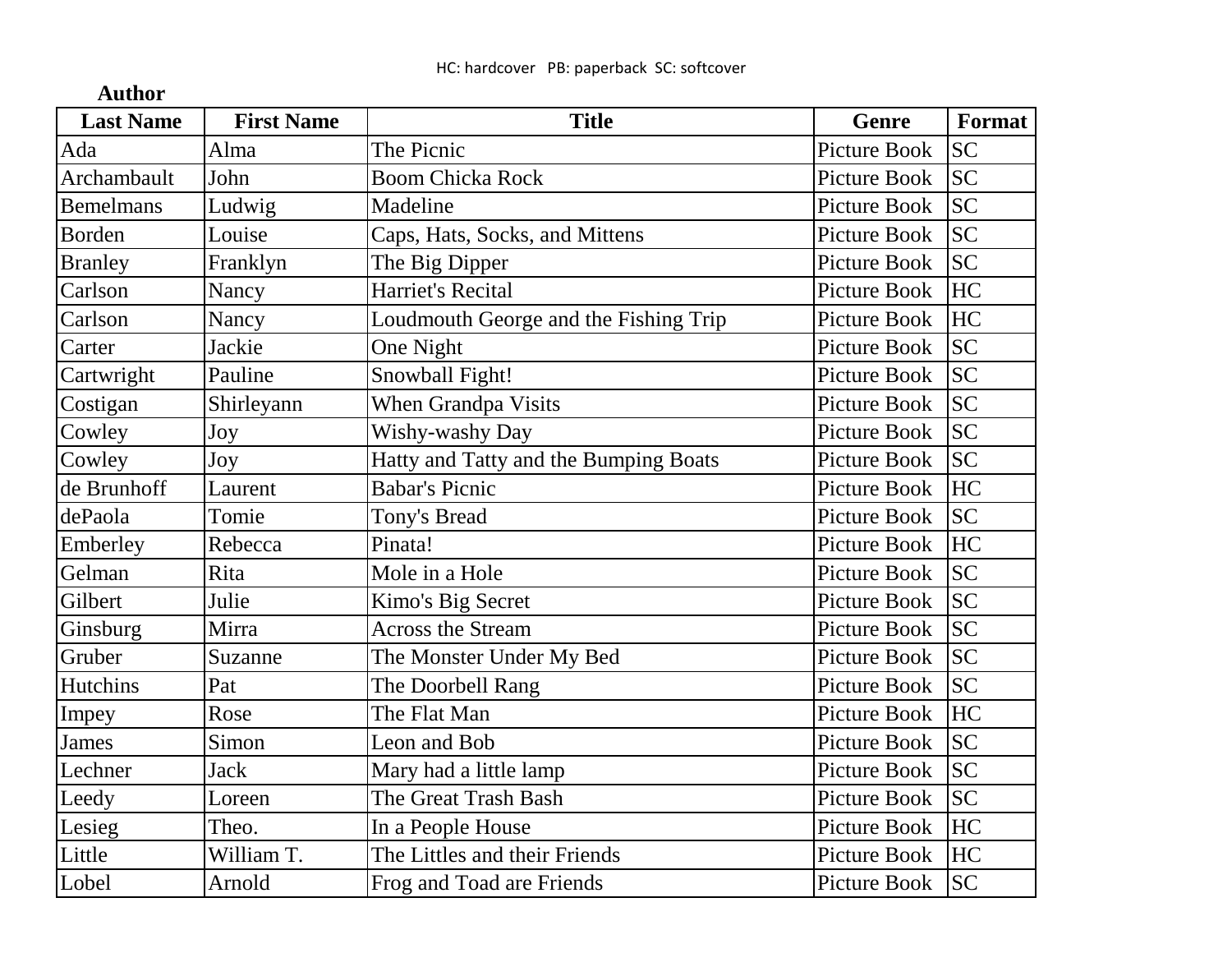HC: hardcover PB: paperback SC: softcover

| Author | | | | |
|---|---|---|---|---|
| **Last Name** | **First Name** | **Title** | **Genre** | **Format** |
| Ada | Alma | The Picnic | Picture Book | SC |
| Archambault | John | Boom Chicka Rock | Picture Book | SC |
| Bemelmans | Ludwig | Madeline | Picture Book | SC |
| Borden | Louise | Caps, Hats, Socks, and Mittens | Picture Book | SC |
| Branley | Franklyn | The Big Dipper | Picture Book | SC |
| Carlson | Nancy | Harriet's Recital | Picture Book | HC |
| Carlson | Nancy | Loudmouth George and the Fishing Trip | Picture Book | HC |
| Carter | Jackie | One Night | Picture Book | SC |
| Cartwright | Pauline | Snowball Fight! | Picture Book | SC |
| Costigan | Shirleyann | When Grandpa Visits | Picture Book | SC |
| Cowley | Joy | Wishy-washy Day | Picture Book | SC |
| Cowley | Joy | Hatty and Tatty and the Bumping Boats | Picture Book | SC |
| de Brunhoff | Laurent | Babar's Picnic | Picture Book | HC |
| dePaola | Tomie | Tony's Bread | Picture Book | SC |
| Emberley | Rebecca | Pinata! | Picture Book | HC |
| Gelman | Rita | Mole in a Hole | Picture Book | SC |
| Gilbert | Julie | Kimo's Big Secret | Picture Book | SC |
| Ginsburg | Mirra | Across the Stream | Picture Book | SC |
| Gruber | Suzanne | The Monster Under My Bed | Picture Book | SC |
| Hutchins | Pat | The Doorbell Rang | Picture Book | SC |
| Impey | Rose | The Flat Man | Picture Book | HC |
| James | Simon | Leon and Bob | Picture Book | SC |
| Lechner | Jack | Mary had a little lamp | Picture Book | SC |
| Leedy | Loreen | The Great Trash Bash | Picture Book | SC |
| Lesieg | Theo. | In a People House | Picture Book | HC |
| Little | William T. | The Littles and their Friends | Picture Book | HC |
| Lobel | Arnold | Frog and Toad are Friends | Picture Book | SC |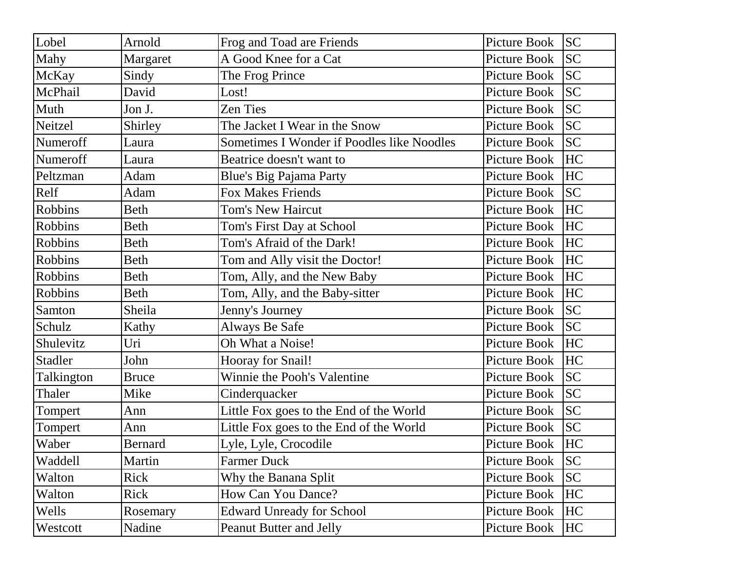| Lobel | Arnold | Frog and Toad are Friends | Picture Book | SC |
|---|---|---|---|---|
| Mahy | Margaret | A Good Knee for a Cat | Picture Book | SC |
| McKay | Sindy | The Frog Prince | Picture Book | SC |
| McPhail | David | Lost! | Picture Book | SC |
| Muth | Jon J. | Zen Ties | Picture Book | SC |
| Neitzel | Shirley | The Jacket I Wear in the Snow | Picture Book | SC |
| Numeroff | Laura | Sometimes I Wonder if Poodles like Noodles | Picture Book | SC |
| Numeroff | Laura | Beatrice doesn't want to | Picture Book | HC |
| Peltzman | Adam | Blue's Big Pajama Party | Picture Book | HC |
| Relf | Adam | Fox Makes Friends | Picture Book | SC |
| Robbins | Beth | Tom's New Haircut | Picture Book | HC |
| Robbins | Beth | Tom's First Day at School | Picture Book | HC |
| Robbins | Beth | Tom's Afraid of the Dark! | Picture Book | HC |
| Robbins | Beth | Tom and Ally visit the Doctor! | Picture Book | HC |
| Robbins | Beth | Tom, Ally, and the New Baby | Picture Book | HC |
| Robbins | Beth | Tom, Ally, and the Baby-sitter | Picture Book | HC |
| Samton | Sheila | Jenny's Journey | Picture Book | SC |
| Schulz | Kathy | Always Be Safe | Picture Book | SC |
| Shulevitz | Uri | Oh What a Noise! | Picture Book | HC |
| Stadler | John | Hooray for Snail! | Picture Book | HC |
| Talkington | Bruce | Winnie the Pooh's Valentine | Picture Book | SC |
| Thaler | Mike | Cinderquacker | Picture Book | SC |
| Tompert | Ann | Little Fox goes to the End of the World | Picture Book | SC |
| Tompert | Ann | Little Fox goes to the End of the World | Picture Book | SC |
| Waber | Bernard | Lyle, Lyle, Crocodile | Picture Book | HC |
| Waddell | Martin | Farmer Duck | Picture Book | SC |
| Walton | Rick | Why the Banana Split | Picture Book | SC |
| Walton | Rick | How Can You Dance? | Picture Book | HC |
| Wells | Rosemary | Edward Unready for School | Picture Book | HC |
| Westcott | Nadine | Peanut Butter and Jelly | Picture Book | HC |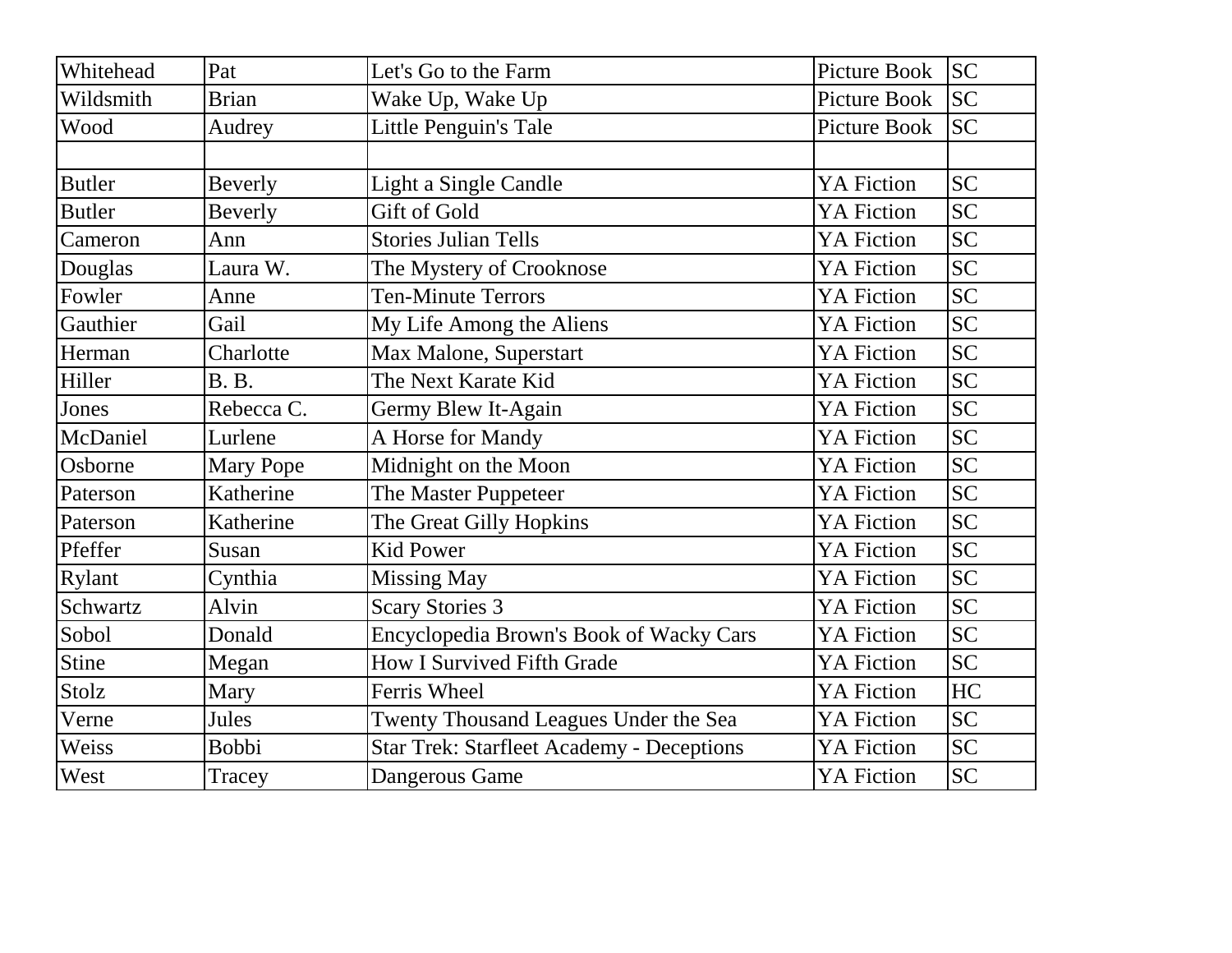| | | | | |
|---|---|---|---|---|
| Whitehead | Pat | Let's Go to the Farm | Picture Book | SC |
| Wildsmith | Brian | Wake Up, Wake Up | Picture Book | SC |
| Wood | Audrey | Little Penguin's Tale | Picture Book | SC |
| | | | | |
| Butler | Beverly | Light a Single Candle | YA Fiction | SC |
| Butler | Beverly | Gift of Gold | YA Fiction | SC |
| Cameron | Ann | Stories Julian Tells | YA Fiction | SC |
| Douglas | Laura W. | The Mystery of Crooknose | YA Fiction | SC |
| Fowler | Anne | Ten-Minute Terrors | YA Fiction | SC |
| Gauthier | Gail | My Life Among the Aliens | YA Fiction | SC |
| Herman | Charlotte | Max Malone, Superstart | YA Fiction | SC |
| Hiller | B. B. | The Next Karate Kid | YA Fiction | SC |
| Jones | Rebecca C. | Germy Blew It-Again | YA Fiction | SC |
| McDaniel | Lurlene | A Horse for Mandy | YA Fiction | SC |
| Osborne | Mary Pope | Midnight on the Moon | YA Fiction | SC |
| Paterson | Katherine | The Master Puppeteer | YA Fiction | SC |
| Paterson | Katherine | The Great Gilly Hopkins | YA Fiction | SC |
| Pfeffer | Susan | Kid Power | YA Fiction | SC |
| Rylant | Cynthia | Missing May | YA Fiction | SC |
| Schwartz | Alvin | Scary Stories 3 | YA Fiction | SC |
| Sobol | Donald | Encyclopedia Brown's Book of Wacky Cars | YA Fiction | SC |
| Stine | Megan | How I Survived Fifth Grade | YA Fiction | SC |
| Stolz | Mary | Ferris Wheel | YA Fiction | HC |
| Verne | Jules | Twenty Thousand Leagues Under the Sea | YA Fiction | SC |
| Weiss | Bobbi | Star Trek: Starfleet Academy - Deceptions | YA Fiction | SC |
| West | Tracey | Dangerous Game | YA Fiction | SC |